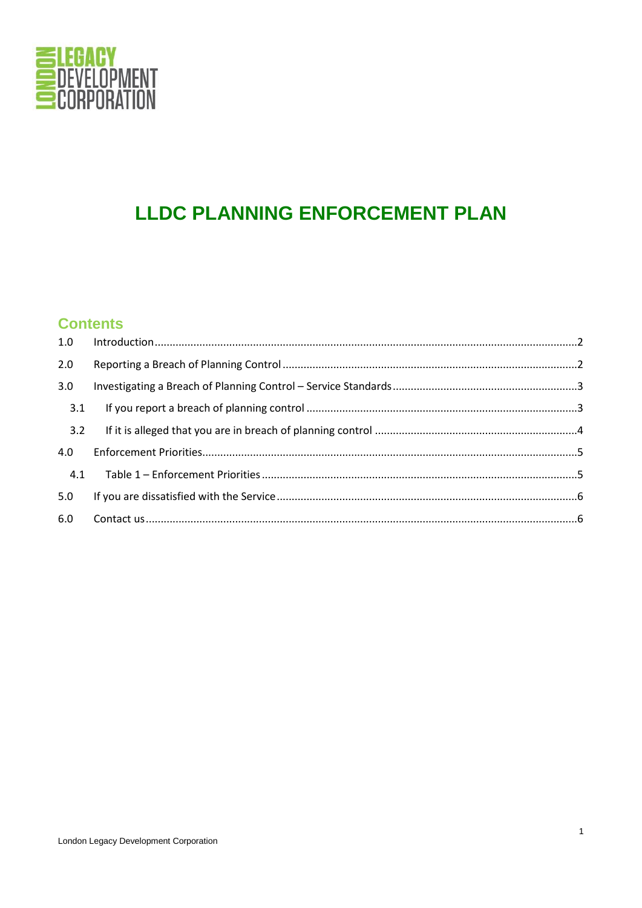# LLDC PLANNING ENFORCEMENT PLAN

## Contents

1.0 Introduction ....................................................................................................................................2

2.0 Reporting a Breach of Planning Control .........................................................................................2

3.0 Investigating a Breach of Planning Control – Service Standards.....................................................3

3.1 If you report a breach of planning control ..................................................................................3

3.2 If it is alleged that you are in breach of planning control ............................................................4

4.0 Enforcement Priorities....................................................................................................................5

4.1 Table 1 – Enforcement Priorities ..................................................................................................5

5.0 If you are dissatisfied with the Service ............................................................................................6

6.0 Contact us.......................................................................................................................................6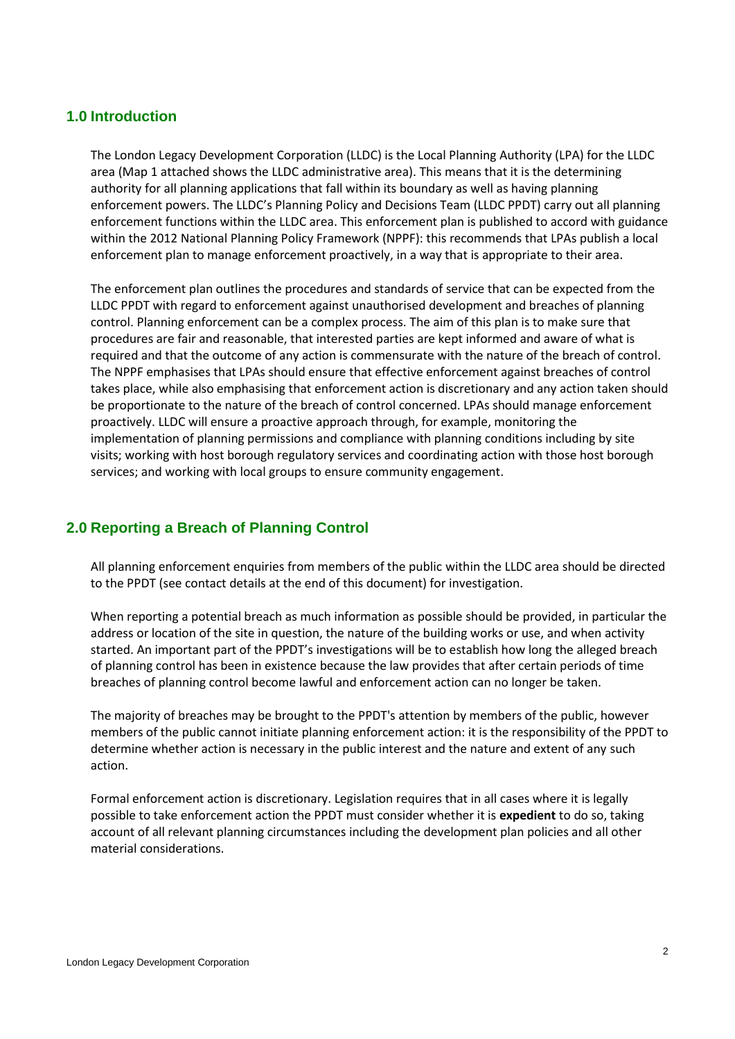## 1.0 Introduction

The London Legacy Development Corporation (LLDC) is the Local Planning Authority (LPA) for the LLDC area (Map 1 attached shows the LLDC administrative area). This means that it is the determining authority for all planning applications that fall within its boundary as well as having planning enforcement powers. The LLDC's Planning Policy and Decisions Team (LLDC PPDT) carry out all planning enforcement functions within the LLDC area. This enforcement plan is published to accord with guidance within the 2012 National Planning Policy Framework (NPPF): this recommends that LPAs publish a local enforcement plan to manage enforcement proactively, in a way that is appropriate to their area.

The enforcement plan outlines the procedures and standards of service that can be expected from the LLDC PPDT with regard to enforcement against unauthorised development and breaches of planning control. Planning enforcement can be a complex process. The aim of this plan is to make sure that procedures are fair and reasonable, that interested parties are kept informed and aware of what is required and that the outcome of any action is commensurate with the nature of the breach of control. The NPPF emphasises that LPAs should ensure that effective enforcement against breaches of control takes place, while also emphasising that enforcement action is discretionary and any action taken should be proportionate to the nature of the breach of control concerned. LPAs should manage enforcement proactively. LLDC will ensure a proactive approach through, for example, monitoring the implementation of planning permissions and compliance with planning conditions including by site visits; working with host borough regulatory services and coordinating action with those host borough services; and working with local groups to ensure community engagement.

## 2.0 Reporting a Breach of Planning Control

All planning enforcement enquiries from members of the public within the LLDC area should be directed to the PPDT (see contact details at the end of this document) for investigation.

When reporting a potential breach as much information as possible should be provided, in particular the address or location of the site in question, the nature of the building works or use, and when activity started. An important part of the PPDT's investigations will be to establish how long the alleged breach of planning control has been in existence because the law provides that after certain periods of time breaches of planning control become lawful and enforcement action can no longer be taken.

The majority of breaches may be brought to the PPDT's attention by members of the public, however members of the public cannot initiate planning enforcement action: it is the responsibility of the PPDT to determine whether action is necessary in the public interest and the nature and extent of any such action.

Formal enforcement action is discretionary. Legislation requires that in all cases where it is legally possible to take enforcement action the PPDT must consider whether it is **expedient** to do so, taking account of all relevant planning circumstances including the development plan policies and all other material considerations.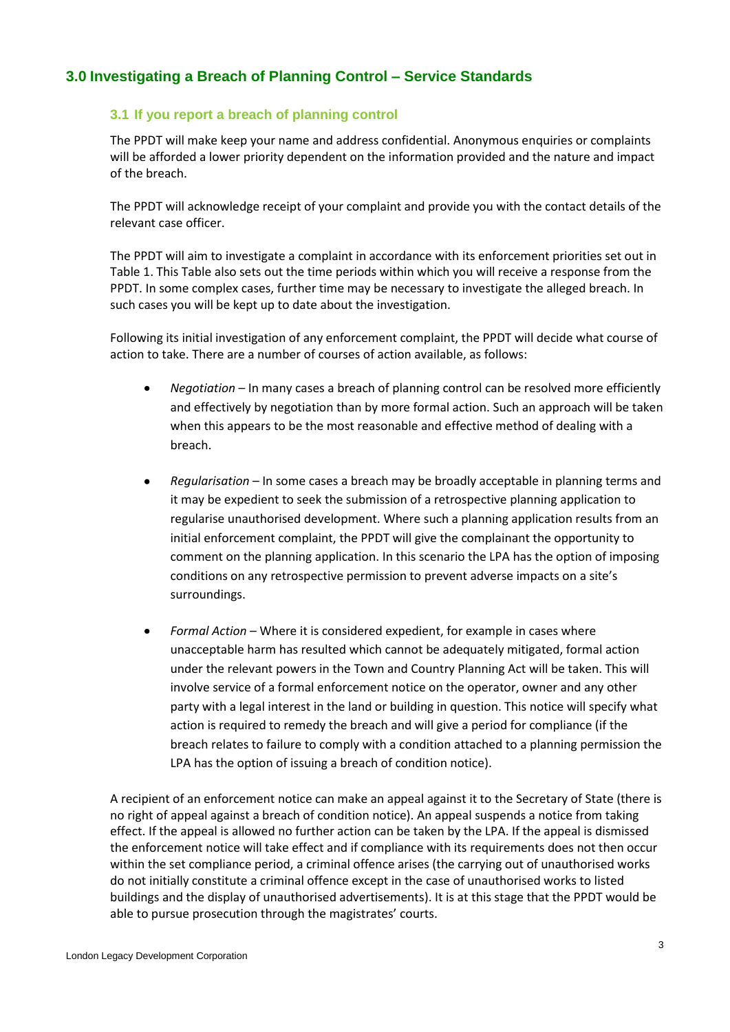## 3.0 Investigating a Breach of Planning Control – Service Standards

### 3.1 If you report a breach of planning control

The PPDT will make keep your name and address confidential. Anonymous enquiries or complaints will be afforded a lower priority dependent on the information provided and the nature and impact of the breach.

The PPDT will acknowledge receipt of your complaint and provide you with the contact details of the relevant case officer.

The PPDT will aim to investigate a complaint in accordance with its enforcement priorities set out in Table 1. This Table also sets out the time periods within which you will receive a response from the PPDT. In some complex cases, further time may be necessary to investigate the alleged breach. In such cases you will be kept up to date about the investigation.

Following its initial investigation of any enforcement complaint, the PPDT will decide what course of action to take. There are a number of courses of action available, as follows:

- *Negotiation* – In many cases a breach of planning control can be resolved more efficiently and effectively by negotiation than by more formal action. Such an approach will be taken when this appears to be the most reasonable and effective method of dealing with a breach.

- *Regularisation* – In some cases a breach may be broadly acceptable in planning terms and it may be expedient to seek the submission of a retrospective planning application to regularise unauthorised development. Where such a planning application results from an initial enforcement complaint, the PPDT will give the complainant the opportunity to comment on the planning application. In this scenario the LPA has the option of imposing conditions on any retrospective permission to prevent adverse impacts on a site's surroundings.

- *Formal Action* – Where it is considered expedient, for example in cases where unacceptable harm has resulted which cannot be adequately mitigated, formal action under the relevant powers in the Town and Country Planning Act will be taken. This will involve service of a formal enforcement notice on the operator, owner and any other party with a legal interest in the land or building in question. This notice will specify what action is required to remedy the breach and will give a period for compliance (if the breach relates to failure to comply with a condition attached to a planning permission the LPA has the option of issuing a breach of condition notice).

A recipient of an enforcement notice can make an appeal against it to the Secretary of State (there is no right of appeal against a breach of condition notice). An appeal suspends a notice from taking effect. If the appeal is allowed no further action can be taken by the LPA. If the appeal is dismissed the enforcement notice will take effect and if compliance with its requirements does not then occur within the set compliance period, a criminal offence arises (the carrying out of unauthorised works do not initially constitute a criminal offence except in the case of unauthorised works to listed buildings and the display of unauthorised advertisements). It is at this stage that the PPDT would be able to pursue prosecution through the magistrates' courts.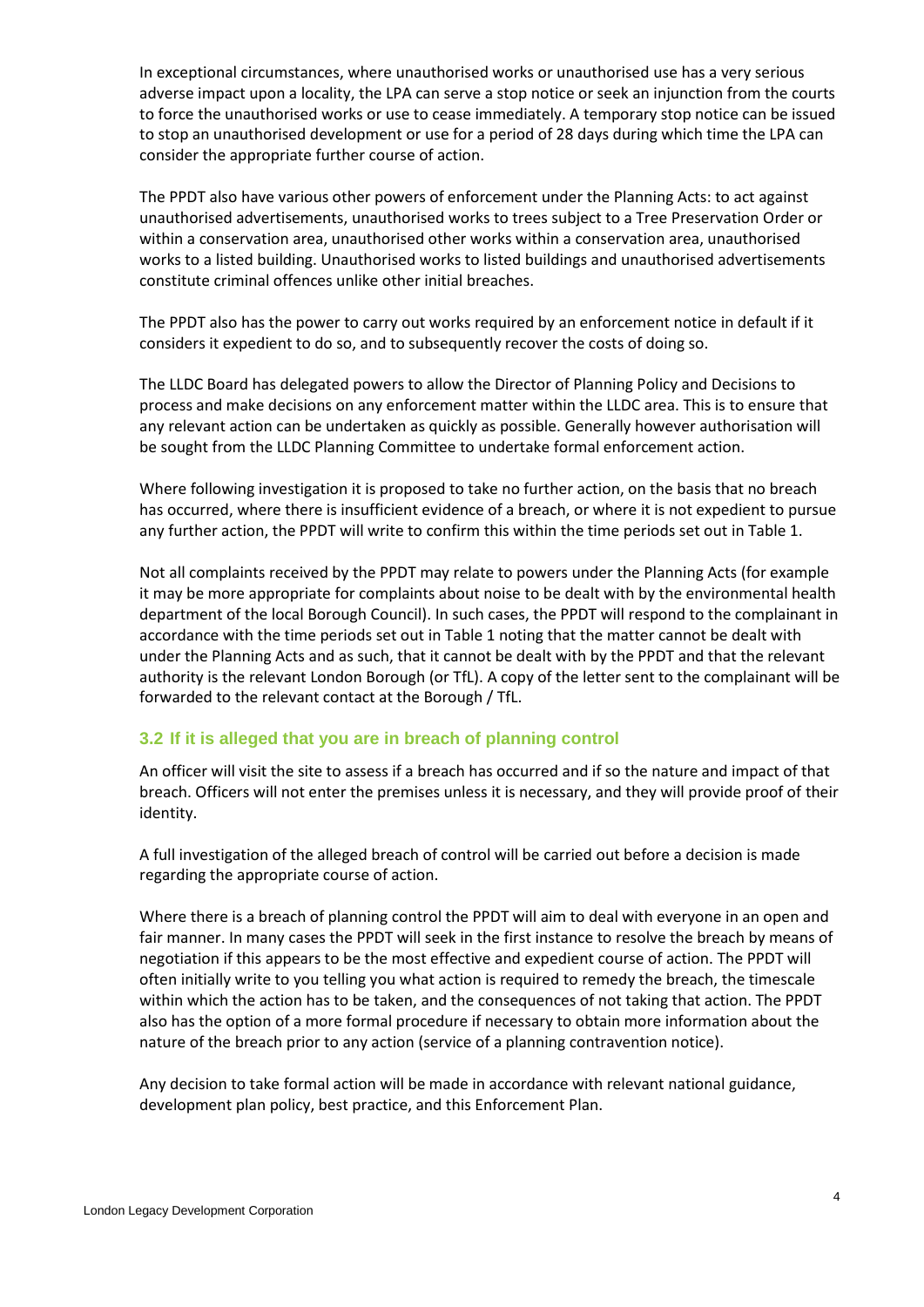In exceptional circumstances, where unauthorised works or unauthorised use has a very serious adverse impact upon a locality, the LPA can serve a stop notice or seek an injunction from the courts to force the unauthorised works or use to cease immediately. A temporary stop notice can be issued to stop an unauthorised development or use for a period of 28 days during which time the LPA can consider the appropriate further course of action.

The PPDT also have various other powers of enforcement under the Planning Acts: to act against unauthorised advertisements, unauthorised works to trees subject to a Tree Preservation Order or within a conservation area, unauthorised other works within a conservation area, unauthorised works to a listed building. Unauthorised works to listed buildings and unauthorised advertisements constitute criminal offences unlike other initial breaches.

The PPDT also has the power to carry out works required by an enforcement notice in default if it considers it expedient to do so, and to subsequently recover the costs of doing so.

The LLDC Board has delegated powers to allow the Director of Planning Policy and Decisions to process and make decisions on any enforcement matter within the LLDC area. This is to ensure that any relevant action can be undertaken as quickly as possible. Generally however authorisation will be sought from the LLDC Planning Committee to undertake formal enforcement action.

Where following investigation it is proposed to take no further action, on the basis that no breach has occurred, where there is insufficient evidence of a breach, or where it is not expedient to pursue any further action, the PPDT will write to confirm this within the time periods set out in Table 1.

Not all complaints received by the PPDT may relate to powers under the Planning Acts (for example it may be more appropriate for complaints about noise to be dealt with by the environmental health department of the local Borough Council). In such cases, the PPDT will respond to the complainant in accordance with the time periods set out in Table 1 noting that the matter cannot be dealt with under the Planning Acts and as such, that it cannot be dealt with by the PPDT and that the relevant authority is the relevant London Borough (or TfL). A copy of the letter sent to the complainant will be forwarded to the relevant contact at the Borough / TfL.

### 3.2 If it is alleged that you are in breach of planning control

An officer will visit the site to assess if a breach has occurred and if so the nature and impact of that breach. Officers will not enter the premises unless it is necessary, and they will provide proof of their identity.

A full investigation of the alleged breach of control will be carried out before a decision is made regarding the appropriate course of action.

Where there is a breach of planning control the PPDT will aim to deal with everyone in an open and fair manner. In many cases the PPDT will seek in the first instance to resolve the breach by means of negotiation if this appears to be the most effective and expedient course of action. The PPDT will often initially write to you telling you what action is required to remedy the breach, the timescale within which the action has to be taken, and the consequences of not taking that action. The PPDT also has the option of a more formal procedure if necessary to obtain more information about the nature of the breach prior to any action (service of a planning contravention notice).

Any decision to take formal action will be made in accordance with relevant national guidance, development plan policy, best practice, and this Enforcement Plan.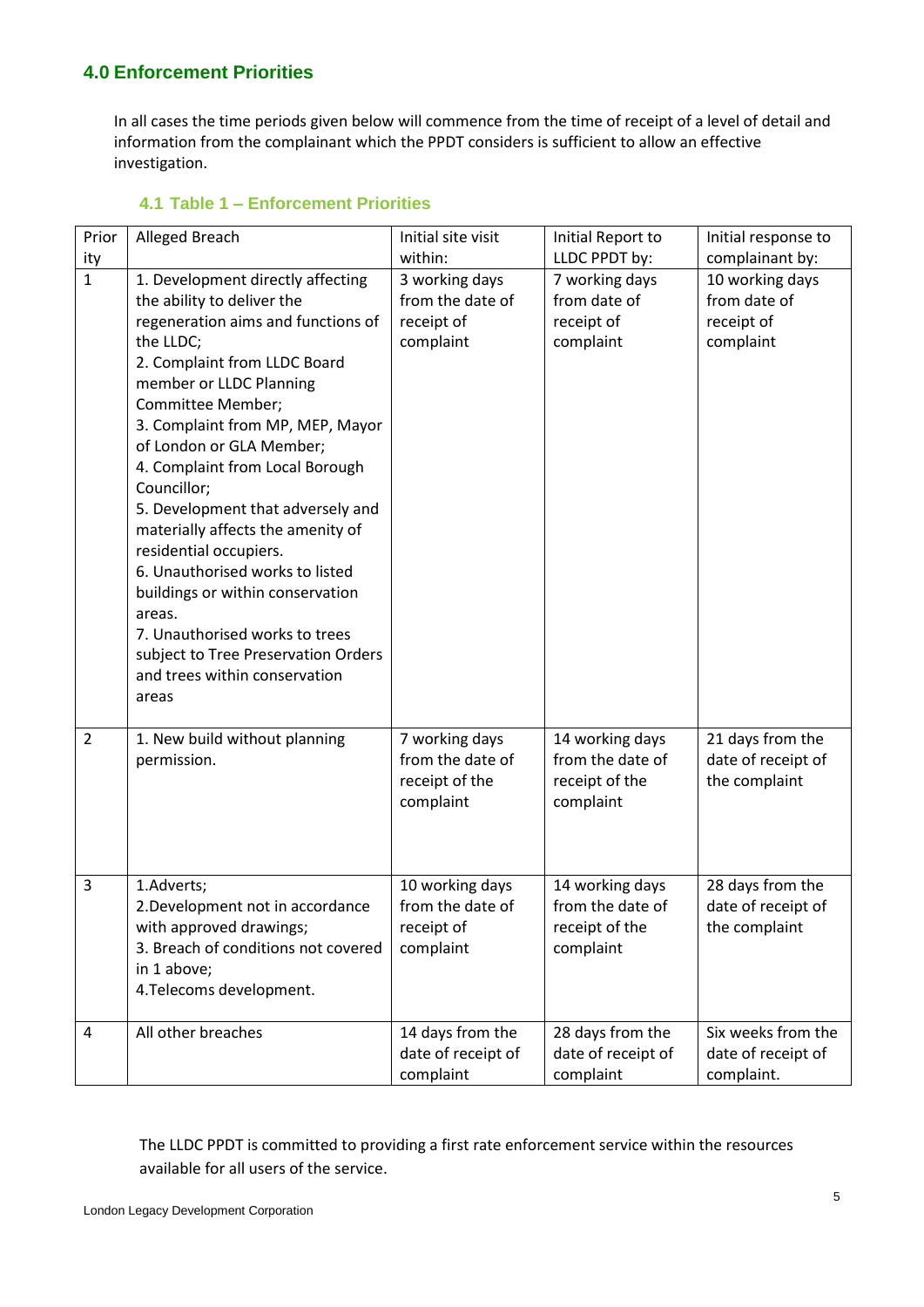## 4.0 Enforcement Priorities

In all cases the time periods given below will commence from the time of receipt of a level of detail and information from the complainant which the PPDT considers is sufficient to allow an effective investigation.

### 4.1 Table 1 – Enforcement Priorities

| Priority | Alleged Breach | Initial site visit within: | Initial Report to LLDC PPDT by: | Initial response to complainant by: |
|---|---|---|---|---|
| 1 | 1. Development directly affecting the ability to deliver the regeneration aims and functions of the LLDC;<br>2. Complaint from LLDC Board member or LLDC Planning Committee Member;<br>3. Complaint from MP, MEP, Mayor of London or GLA Member;<br>4. Complaint from Local Borough Councillor;<br>5. Development that adversely and materially affects the amenity of residential occupiers.<br>6. Unauthorised works to listed buildings or within conservation areas.<br>7. Unauthorised works to trees subject to Tree Preservation Orders and trees within conservation areas | 3 working days from the date of receipt of complaint | 7 working days from date of receipt of complaint | 10 working days from date of receipt of complaint |
| 2 | 1. New build without planning permission. | 7 working days from the date of receipt of the complaint | 14 working days from the date of receipt of the complaint | 21 days from the date of receipt of the complaint |
| 3 | 1.Adverts;<br>2.Development not in accordance with approved drawings;<br>3. Breach of conditions not covered in 1 above;<br>4.Telecoms development. | 10 working days from the date of receipt of complaint | 14 working days from the date of receipt of the complaint | 28 days from the date of receipt of the complaint |
| 4 | All other breaches | 14 days from the date of receipt of complaint | 28 days from the date of receipt of complaint | Six weeks from the date of receipt of complaint. |

The LLDC PPDT is committed to providing a first rate enforcement service within the resources available for all users of the service.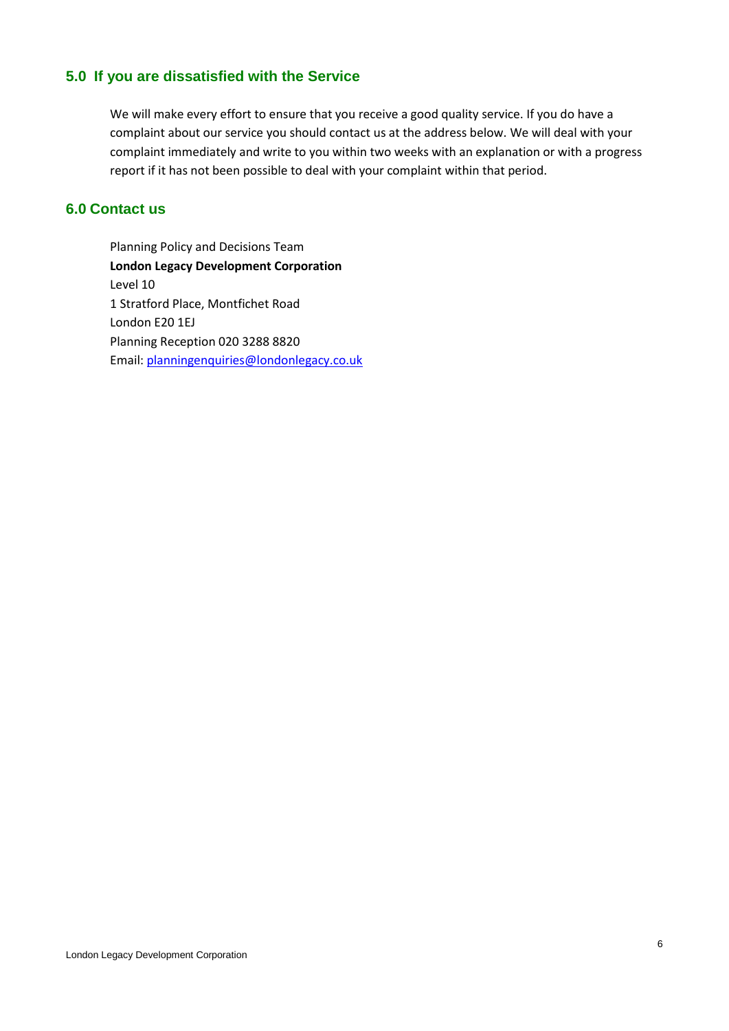## 5.0 If you are dissatisfied with the Service

We will make every effort to ensure that you receive a good quality service. If you do have a complaint about our service you should contact us at the address below. We will deal with your complaint immediately and write to you within two weeks with an explanation or with a progress report if it has not been possible to deal with your complaint within that period.

## 6.0 Contact us

Planning Policy and Decisions Team  
**London Legacy Development Corporation**  
Level 10  
1 Stratford Place, Montfichet Road  
London E20 1EJ  
Planning Reception 020 3288 8820  
Email: planningenquiries@londonlegacy.co.uk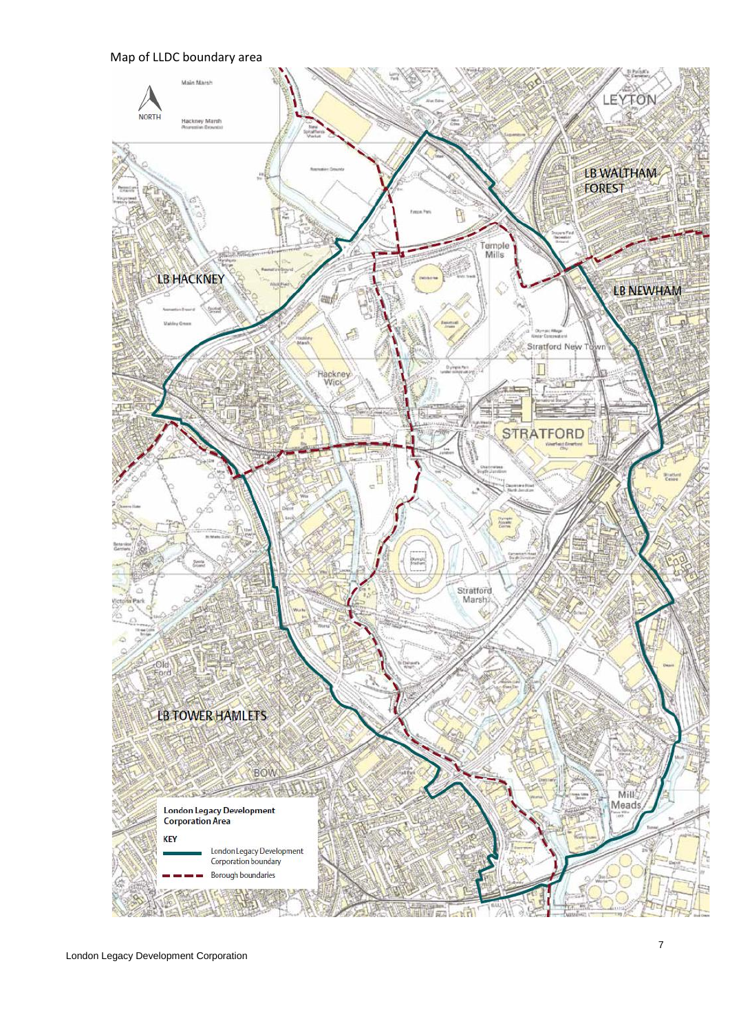Map of LLDC boundary area

NORTH

LEYTON

LB WALTHAM FOREST

LB HACKNEY

LB NEWHAM

Temple Mills

Hackney Wick

Stratford New Town

STRATFORD

Stratford Marsh

LB TOWER HAMLETS

BOW

Old Ford

Mill Meads

London Legacy Development Corporation Area

KEY

London Legacy Development Corporation boundary

Borough boundaries

London Legacy Development Corporation